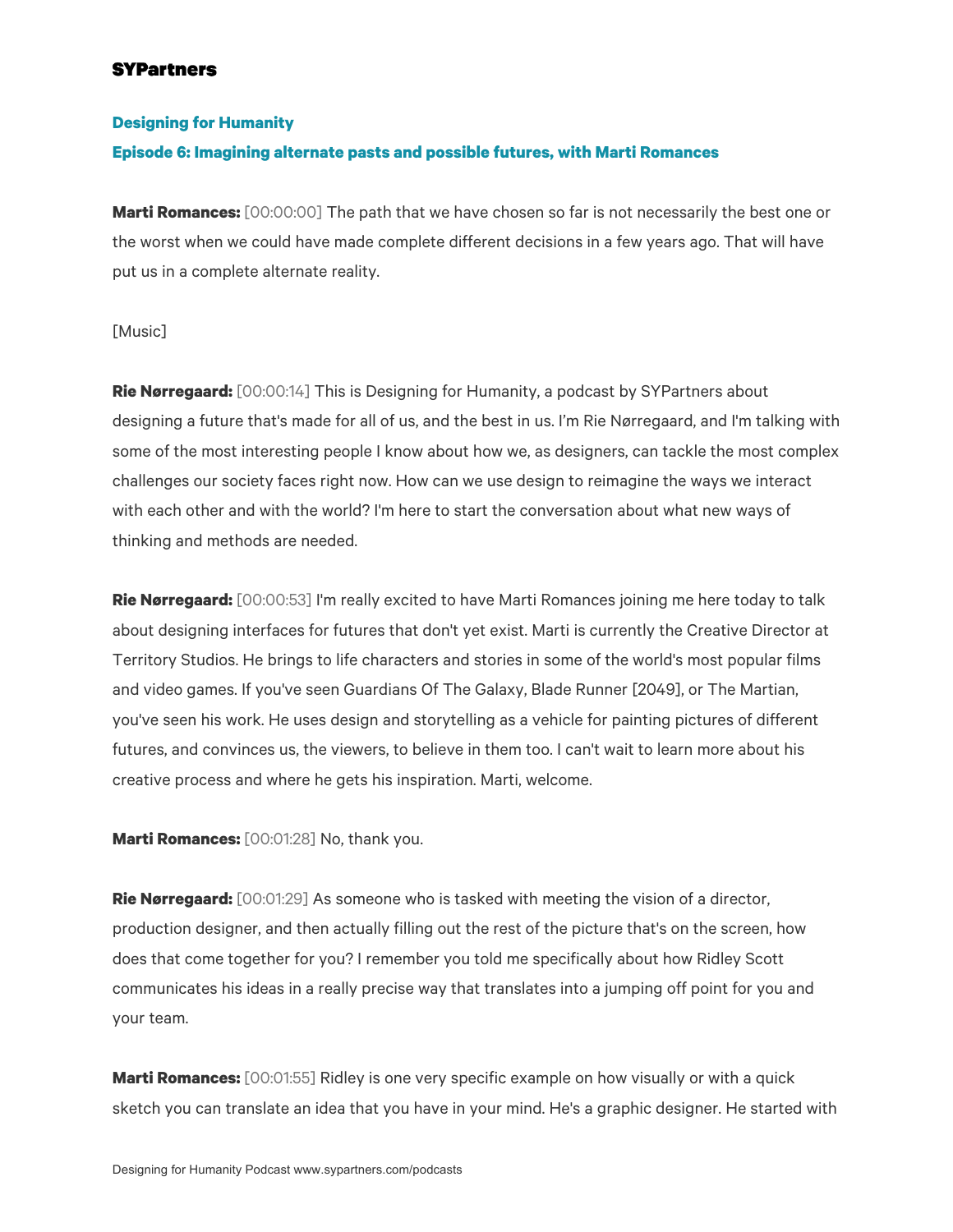**SYPartners**

## Designing for Humanity

### Episode 6: Imagining alternate pasts and possible futures, with Marti Romances

**Marti Romances:** [00:00:00] The path that we have chosen so far is not necessarily the best one or the worst when we could have made complete different decisions in a few years ago. That will have put us in a complete alternate reality.

[Music]

**Rie Nørregaard:** [00:00:14] This is Designing for Humanity, a podcast by SYPartners about designing a future that's made for all of us, and the best in us. I'm Rie Nørregaard, and I'm talking with some of the most interesting people I know about how we, as designers, can tackle the most complex challenges our society faces right now. How can we use design to reimagine the ways we interact with each other and with the world? I'm here to start the conversation about what new ways of thinking and methods are needed.

**Rie Nørregaard:** [00:00:53] I'm really excited to have Marti Romances joining me here today to talk about designing interfaces for futures that don't yet exist. Marti is currently the Creative Director at Territory Studios. He brings to life characters and stories in some of the world's most popular films and video games. If you've seen Guardians Of The Galaxy, Blade Runner [2049], or The Martian, you've seen his work. He uses design and storytelling as a vehicle for painting pictures of different futures, and convinces us, the viewers, to believe in them too. I can't wait to learn more about his creative process and where he gets his inspiration. Marti, welcome.

**Marti Romances:** [00:01:28] No, thank you.

**Rie Nørregaard:** [00:01:29] As someone who is tasked with meeting the vision of a director, production designer, and then actually filling out the rest of the picture that's on the screen, how does that come together for you? I remember you told me specifically about how Ridley Scott communicates his ideas in a really precise way that translates into a jumping off point for you and your team.

**Marti Romances:** [00:01:55] Ridley is one very specific example on how visually or with a quick sketch you can translate an idea that you have in your mind. He's a graphic designer. He started with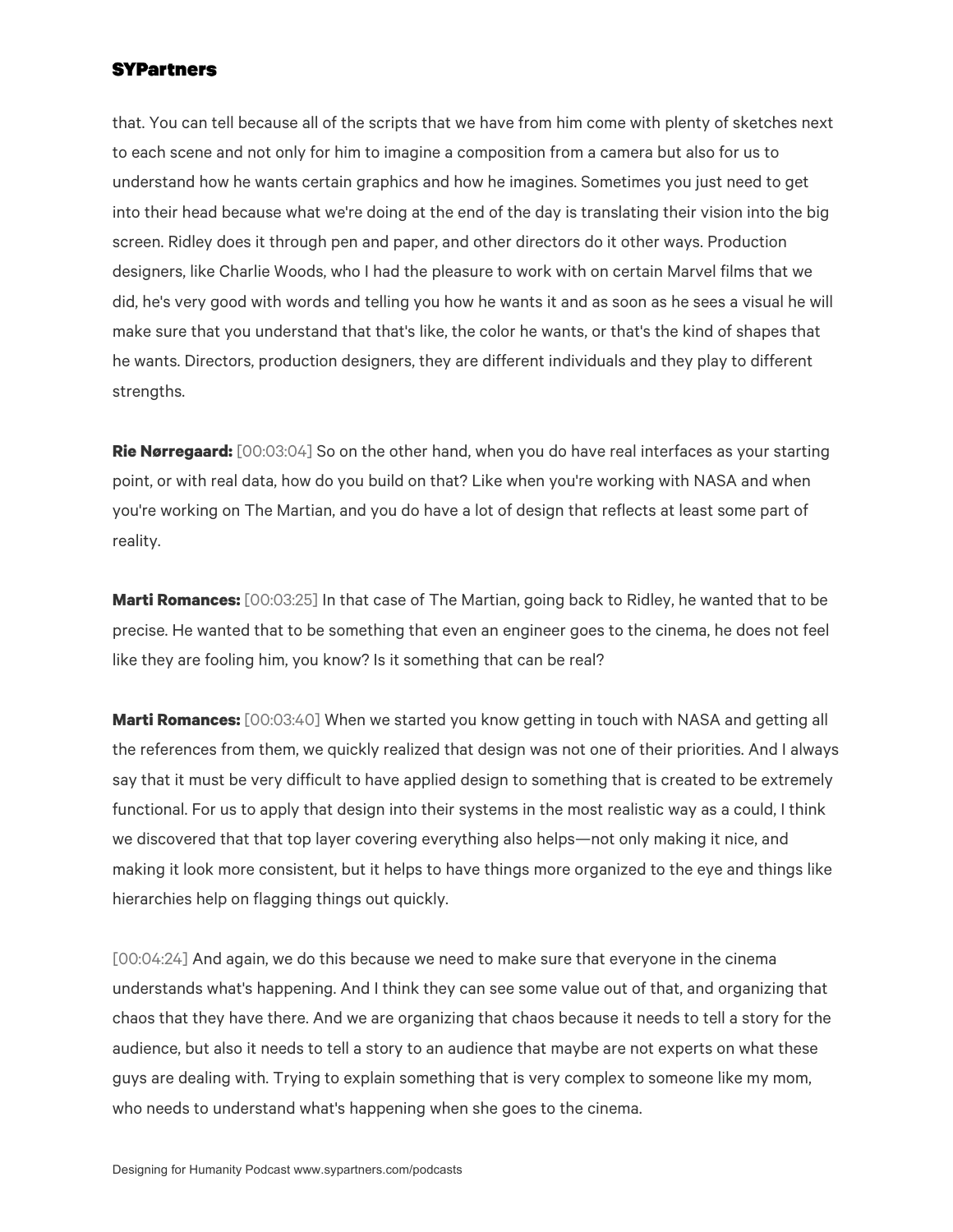that. You can tell because all of the scripts that we have from him come with plenty of sketches next to each scene and not only for him to imagine a composition from a camera but also for us to understand how he wants certain graphics and how he imagines. Sometimes you just need to get into their head because what we're doing at the end of the day is translating their vision into the big screen. Ridley does it through pen and paper, and other directors do it other ways. Production designers, like Charlie Woods, who I had the pleasure to work with on certain Marvel films that we did, he's very good with words and telling you how he wants it and as soon as he sees a visual he will make sure that you understand that that's like, the color he wants, or that's the kind of shapes that he wants. Directors, production designers, they are different individuals and they play to different strengths.

**Rie Nørregaard:** [00:03:04] So on the other hand, when you do have real interfaces as your starting point, or with real data, how do you build on that? Like when you're working with NASA and when you're working on The Martian, and you do have a lot of design that reflects at least some part of reality.

**Marti Romances:** [00:03:25] In that case of The Martian, going back to Ridley, he wanted that to be precise. He wanted that to be something that even an engineer goes to the cinema, he does not feel like they are fooling him, you know? Is it something that can be real?

**Marti Romances:** [00:03:40] When we started you know getting in touch with NASA and getting all the references from them, we quickly realized that design was not one of their priorities. And I always say that it must be very difficult to have applied design to something that is created to be extremely functional. For us to apply that design into their systems in the most realistic way as a could, I think we discovered that that top layer covering everything also helps—not only making it nice, and making it look more consistent, but it helps to have things more organized to the eye and things like hierarchies help on flagging things out quickly.

[00:04:24] And again, we do this because we need to make sure that everyone in the cinema understands what's happening. And I think they can see some value out of that, and organizing that chaos that they have there. And we are organizing that chaos because it needs to tell a story for the audience, but also it needs to tell a story to an audience that maybe are not experts on what these guys are dealing with. Trying to explain something that is very complex to someone like my mom, who needs to understand what's happening when she goes to the cinema.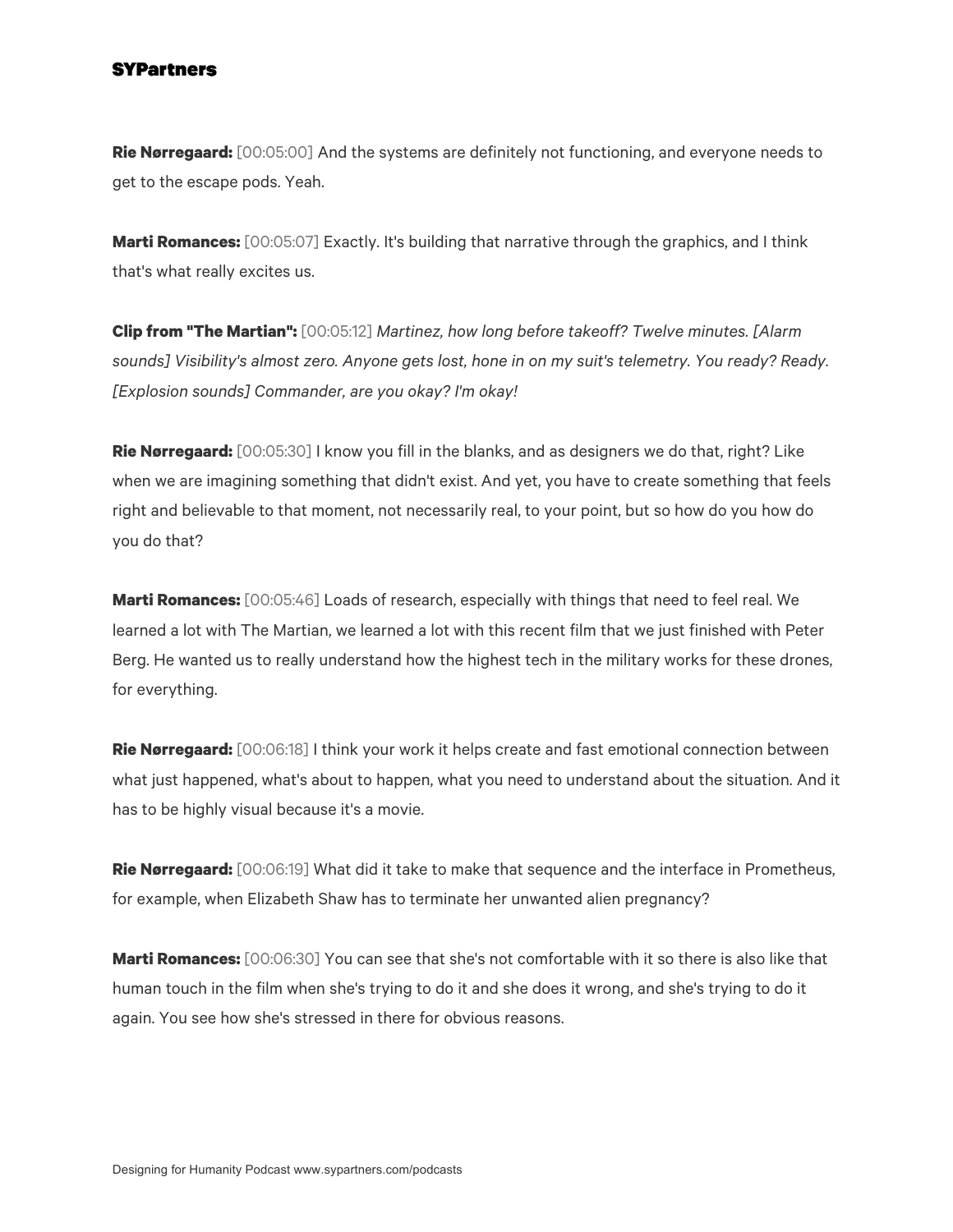**Rie Nørregaard:** [00:05:00] And the systems are definitely not functioning, and everyone needs to get to the escape pods. Yeah.

**Marti Romances:** [00:05:07] Exactly. It's building that narrative through the graphics, and I think that's what really excites us.

**Clip from "The Martian":** [00:05:12] *Martinez, how long before takeoff? Twelve minutes. [Alarm sounds] Visibility's almost zero. Anyone gets lost, hone in on my suit's telemetry. You ready? Ready. [Explosion sounds] Commander, are you okay? I'm okay!*

**Rie Nørregaard:** [00:05:30] I know you fill in the blanks, and as designers we do that, right? Like when we are imagining something that didn't exist. And yet, you have to create something that feels right and believable to that moment, not necessarily real, to your point, but so how do you how do you do that?

**Marti Romances:** [00:05:46] Loads of research, especially with things that need to feel real. We learned a lot with The Martian, we learned a lot with this recent film that we just finished with Peter Berg. He wanted us to really understand how the highest tech in the military works for these drones, for everything.

**Rie Nørregaard:** [00:06:18] I think your work it helps create and fast emotional connection between what just happened, what's about to happen, what you need to understand about the situation. And it has to be highly visual because it's a movie.

**Rie Nørregaard:** [00:06:19] What did it take to make that sequence and the interface in Prometheus, for example, when Elizabeth Shaw has to terminate her unwanted alien pregnancy?

**Marti Romances:** [00:06:30] You can see that she's not comfortable with it so there is also like that human touch in the film when she's trying to do it and she does it wrong, and she's trying to do it again. You see how she's stressed in there for obvious reasons.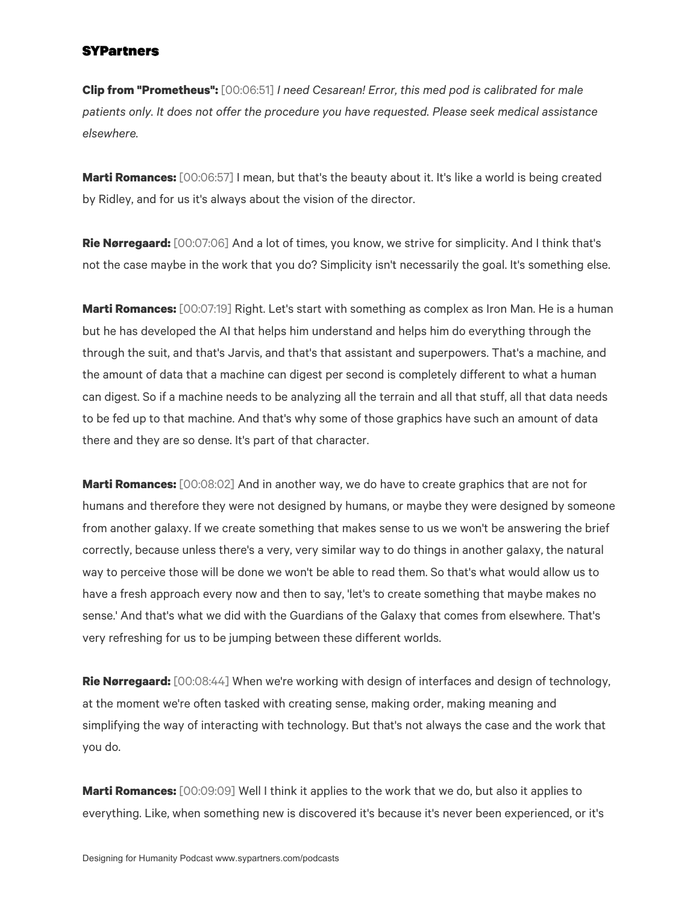**Clip from "Prometheus":** [00:06:51] *I need Cesarean! Error, this med pod is calibrated for male patients only. It does not offer the procedure you have requested. Please seek medical assistance elsewhere.*

**Marti Romances:** [00:06:57] I mean, but that's the beauty about it. It's like a world is being created by Ridley, and for us it's always about the vision of the director.

**Rie Nørregaard:** [00:07:06] And a lot of times, you know, we strive for simplicity. And I think that's not the case maybe in the work that you do? Simplicity isn't necessarily the goal. It's something else.

**Marti Romances:** [00:07:19] Right. Let's start with something as complex as Iron Man. He is a human but he has developed the AI that helps him understand and helps him do everything through the through the suit, and that's Jarvis, and that's that assistant and superpowers. That's a machine, and the amount of data that a machine can digest per second is completely different to what a human can digest. So if a machine needs to be analyzing all the terrain and all that stuff, all that data needs to be fed up to that machine. And that's why some of those graphics have such an amount of data there and they are so dense. It's part of that character.

**Marti Romances:** [00:08:02] And in another way, we do have to create graphics that are not for humans and therefore they were not designed by humans, or maybe they were designed by someone from another galaxy. If we create something that makes sense to us we won't be answering the brief correctly, because unless there's a very, very similar way to do things in another galaxy, the natural way to perceive those will be done we won't be able to read them. So that's what would allow us to have a fresh approach every now and then to say, 'let's to create something that maybe makes no sense.' And that's what we did with the Guardians of the Galaxy that comes from elsewhere. That's very refreshing for us to be jumping between these different worlds.

**Rie Nørregaard:** [00:08:44] When we're working with design of interfaces and design of technology, at the moment we're often tasked with creating sense, making order, making meaning and simplifying the way of interacting with technology. But that's not always the case and the work that you do.

**Marti Romances:** [00:09:09] Well I think it applies to the work that we do, but also it applies to everything. Like, when something new is discovered it's because it's never been experienced, or it's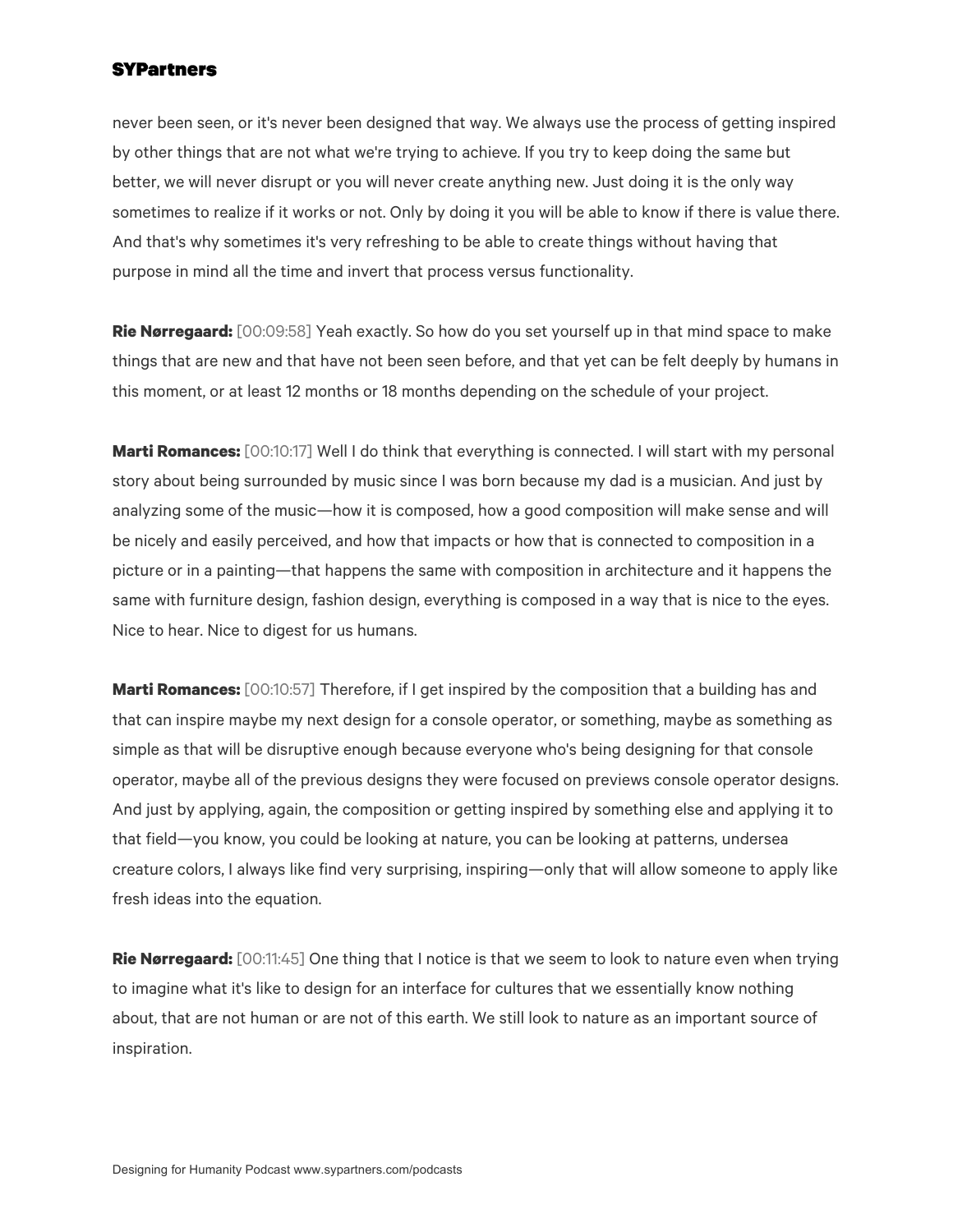never been seen, or it's never been designed that way. We always use the process of getting inspired by other things that are not what we're trying to achieve. If you try to keep doing the same but better, we will never disrupt or you will never create anything new. Just doing it is the only way sometimes to realize if it works or not. Only by doing it you will be able to know if there is value there. And that's why sometimes it's very refreshing to be able to create things without having that purpose in mind all the time and invert that process versus functionality.

**Rie Nørregaard:** [00:09:58] Yeah exactly. So how do you set yourself up in that mind space to make things that are new and that have not been seen before, and that yet can be felt deeply by humans in this moment, or at least 12 months or 18 months depending on the schedule of your project.

**Marti Romances:** [00:10:17] Well I do think that everything is connected. I will start with my personal story about being surrounded by music since I was born because my dad is a musician. And just by analyzing some of the music—how it is composed, how a good composition will make sense and will be nicely and easily perceived, and how that impacts or how that is connected to composition in a picture or in a painting—that happens the same with composition in architecture and it happens the same with furniture design, fashion design, everything is composed in a way that is nice to the eyes. Nice to hear. Nice to digest for us humans.

**Marti Romances:** [00:10:57] Therefore, if I get inspired by the composition that a building has and that can inspire maybe my next design for a console operator, or something, maybe as something as simple as that will be disruptive enough because everyone who's being designing for that console operator, maybe all of the previous designs they were focused on previews console operator designs. And just by applying, again, the composition or getting inspired by something else and applying it to that field—you know, you could be looking at nature, you can be looking at patterns, undersea creature colors, I always like find very surprising, inspiring—only that will allow someone to apply like fresh ideas into the equation.

**Rie Nørregaard:** [00:11:45] One thing that I notice is that we seem to look to nature even when trying to imagine what it's like to design for an interface for cultures that we essentially know nothing about, that are not human or are not of this earth. We still look to nature as an important source of inspiration.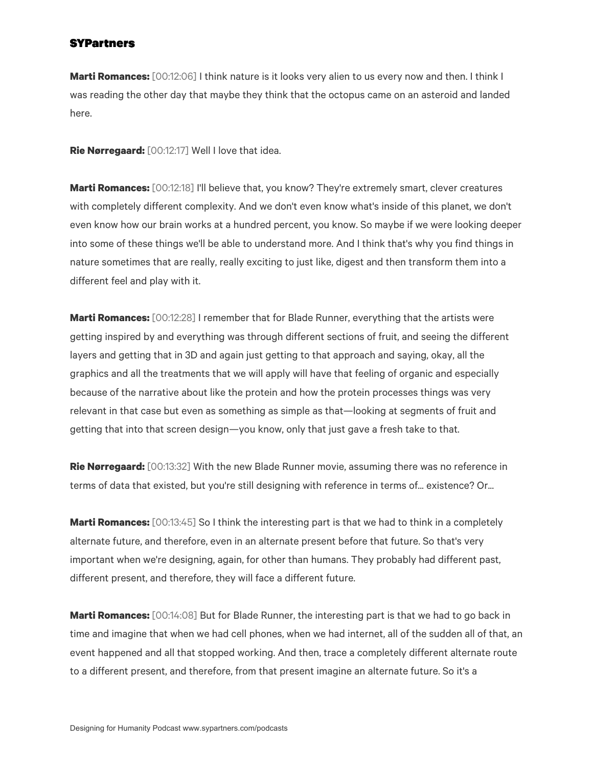**Marti Romances:** [00:12:06] I think nature is it looks very alien to us every now and then. I think I was reading the other day that maybe they think that the octopus came on an asteroid and landed here.

**Rie Nørregaard:** [00:12:17] Well I love that idea.

**Marti Romances:** [00:12:18] I'll believe that, you know? They're extremely smart, clever creatures with completely different complexity. And we don't even know what's inside of this planet, we don't even know how our brain works at a hundred percent, you know. So maybe if we were looking deeper into some of these things we'll be able to understand more. And I think that's why you find things in nature sometimes that are really, really exciting to just like, digest and then transform them into a different feel and play with it.

**Marti Romances:** [00:12:28] I remember that for Blade Runner, everything that the artists were getting inspired by and everything was through different sections of fruit, and seeing the different layers and getting that in 3D and again just getting to that approach and saying, okay, all the graphics and all the treatments that we will apply will have that feeling of organic and especially because of the narrative about like the protein and how the protein processes things was very relevant in that case but even as something as simple as that—looking at segments of fruit and getting that into that screen design—you know, only that just gave a fresh take to that.

**Rie Nørregaard:** [00:13:32] With the new Blade Runner movie, assuming there was no reference in terms of data that existed, but you're still designing with reference in terms of… existence? Or…

**Marti Romances:** [00:13:45] So I think the interesting part is that we had to think in a completely alternate future, and therefore, even in an alternate present before that future. So that's very important when we're designing, again, for other than humans. They probably had different past, different present, and therefore, they will face a different future.

**Marti Romances:** [00:14:08] But for Blade Runner, the interesting part is that we had to go back in time and imagine that when we had cell phones, when we had internet, all of the sudden all of that, an event happened and all that stopped working. And then, trace a completely different alternate route to a different present, and therefore, from that present imagine an alternate future. So it's a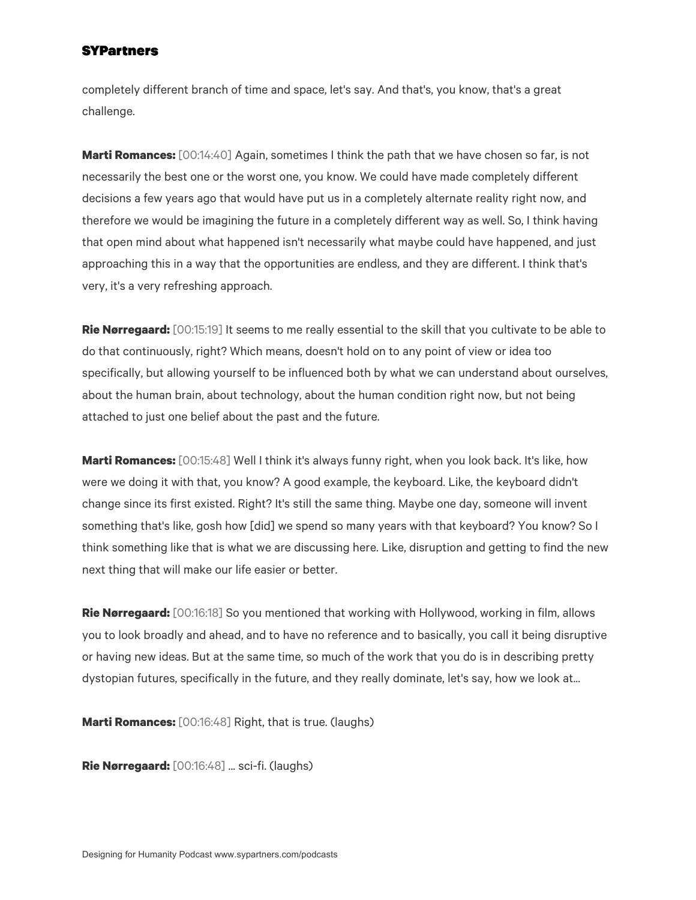completely different branch of time and space, let's say. And that's, you know, that's a great challenge.

**Marti Romances:** [00:14:40] Again, sometimes I think the path that we have chosen so far, is not necessarily the best one or the worst one, you know. We could have made completely different decisions a few years ago that would have put us in a completely alternate reality right now, and therefore we would be imagining the future in a completely different way as well. So, I think having that open mind about what happened isn't necessarily what maybe could have happened, and just approaching this in a way that the opportunities are endless, and they are different. I think that's very, it's a very refreshing approach.

**Rie Nørregaard:** [00:15:19] It seems to me really essential to the skill that you cultivate to be able to do that continuously, right? Which means, doesn't hold on to any point of view or idea too specifically, but allowing yourself to be influenced both by what we can understand about ourselves, about the human brain, about technology, about the human condition right now, but not being attached to just one belief about the past and the future.

**Marti Romances:** [00:15:48] Well I think it's always funny right, when you look back. It's like, how were we doing it with that, you know? A good example, the keyboard. Like, the keyboard didn't change since its first existed. Right? It's still the same thing. Maybe one day, someone will invent something that's like, gosh how [did] we spend so many years with that keyboard? You know? So I think something like that is what we are discussing here. Like, disruption and getting to find the new next thing that will make our life easier or better.

**Rie Nørregaard:** [00:16:18] So you mentioned that working with Hollywood, working in film, allows you to look broadly and ahead, and to have no reference and to basically, you call it being disruptive or having new ideas. But at the same time, so much of the work that you do is in describing pretty dystopian futures, specifically in the future, and they really dominate, let's say, how we look at...

**Marti Romances:** [00:16:48] Right, that is true. (laughs)

**Rie Nørregaard:** [00:16:48] ... sci-fi. (laughs)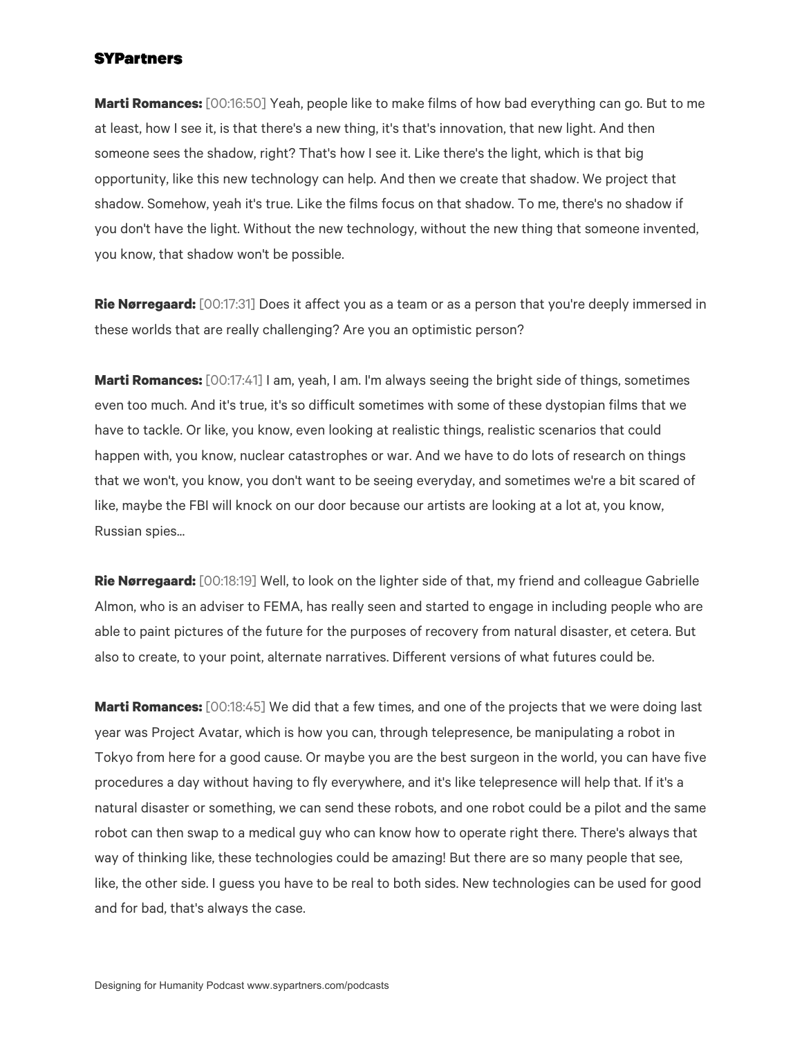**Marti Romances:** [00:16:50] Yeah, people like to make films of how bad everything can go. But to me at least, how I see it, is that there's a new thing, it's that's innovation, that new light. And then someone sees the shadow, right? That's how I see it. Like there's the light, which is that big opportunity, like this new technology can help. And then we create that shadow. We project that shadow. Somehow, yeah it's true. Like the films focus on that shadow. To me, there's no shadow if you don't have the light. Without the new technology, without the new thing that someone invented, you know, that shadow won't be possible.

**Rie Nørregaard:** [00:17:31] Does it affect you as a team or as a person that you're deeply immersed in these worlds that are really challenging? Are you an optimistic person?

**Marti Romances:** [00:17:41] I am, yeah, I am. I'm always seeing the bright side of things, sometimes even too much. And it's true, it's so difficult sometimes with some of these dystopian films that we have to tackle. Or like, you know, even looking at realistic things, realistic scenarios that could happen with, you know, nuclear catastrophes or war. And we have to do lots of research on things that we won't, you know, you don't want to be seeing everyday, and sometimes we're a bit scared of like, maybe the FBI will knock on our door because our artists are looking at a lot at, you know, Russian spies...

**Rie Nørregaard:** [00:18:19] Well, to look on the lighter side of that, my friend and colleague Gabrielle Almon, who is an adviser to FEMA, has really seen and started to engage in including people who are able to paint pictures of the future for the purposes of recovery from natural disaster, et cetera. But also to create, to your point, alternate narratives. Different versions of what futures could be.

**Marti Romances:** [00:18:45] We did that a few times, and one of the projects that we were doing last year was Project Avatar, which is how you can, through telepresence, be manipulating a robot in Tokyo from here for a good cause. Or maybe you are the best surgeon in the world, you can have five procedures a day without having to fly everywhere, and it's like telepresence will help that. If it's a natural disaster or something, we can send these robots, and one robot could be a pilot and the same robot can then swap to a medical guy who can know how to operate right there. There's always that way of thinking like, these technologies could be amazing! But there are so many people that see, like, the other side. I guess you have to be real to both sides. New technologies can be used for good and for bad, that's always the case.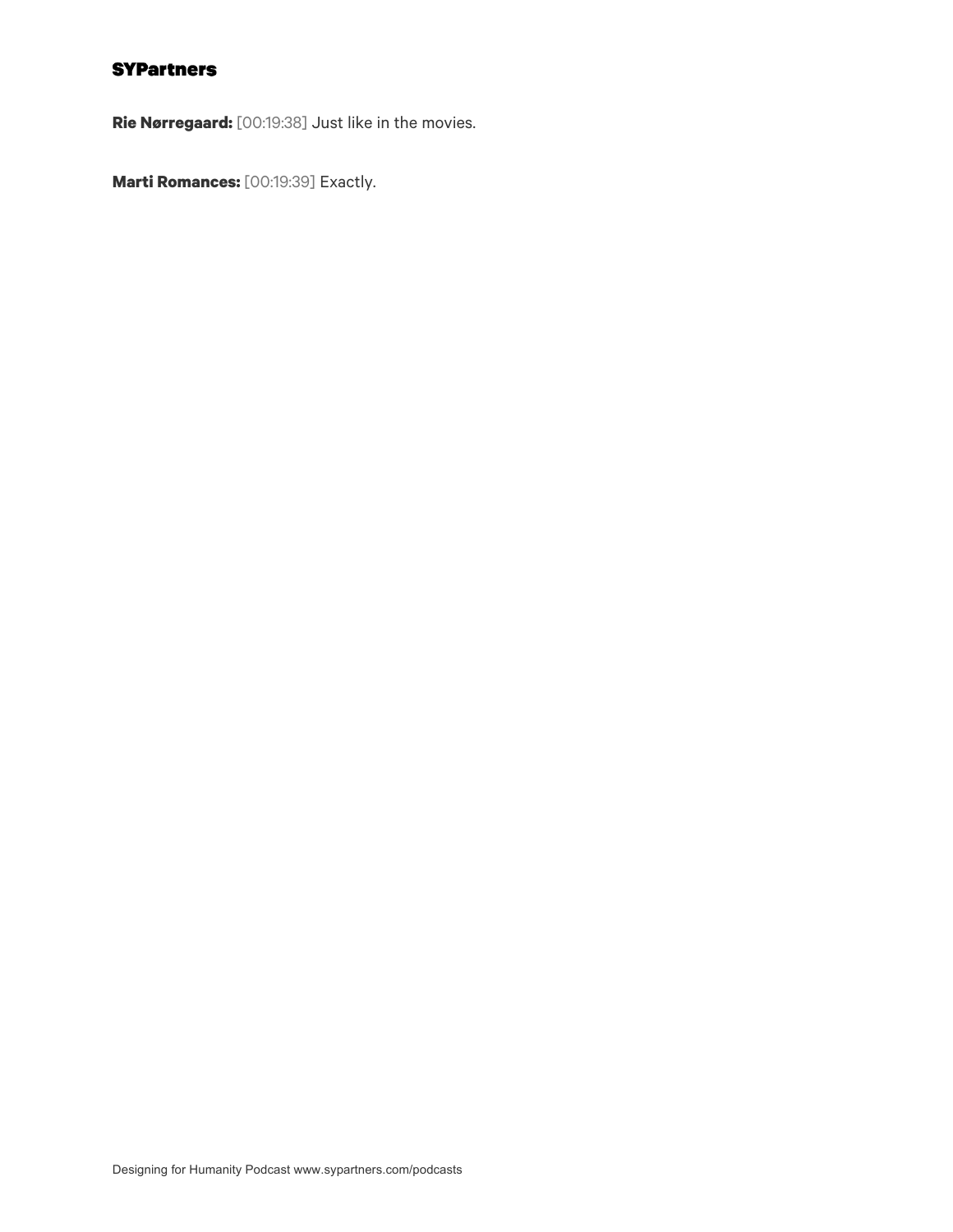**Rie Nørregaard:** [00:19:38] Just like in the movies.

**Marti Romances:** [00:19:39] Exactly.